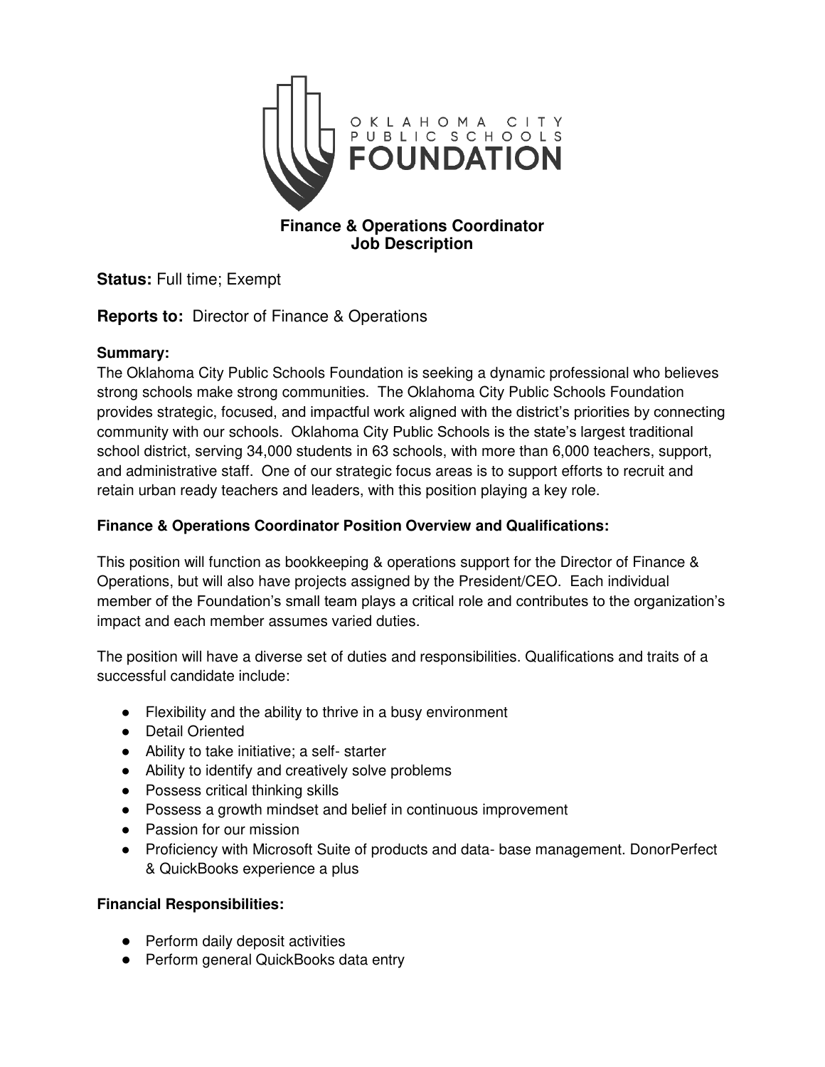OKLAHOMA CITY PUBLIC SCHOOLS FOUNDATION

# Finance & Operations Coordinator Job Description

**Status:** Full time; Exempt

**Reports to:** Director of Finance & Operations

**Summary:**

The Oklahoma City Public Schools Foundation is seeking a dynamic professional who believes strong schools make strong communities. The Oklahoma City Public Schools Foundation provides strategic, focused, and impactful work aligned with the district's priorities by connecting community with our schools. Oklahoma City Public Schools is the state's largest traditional school district, serving 34,000 students in 63 schools, with more than 6,000 teachers, support, and administrative staff. One of our strategic focus areas is to support efforts to recruit and retain urban ready teachers and leaders, with this position playing a key role.

**Finance & Operations Coordinator Position Overview and Qualifications:**

This position will function as bookkeeping & operations support for the Director of Finance & Operations, but will also have projects assigned by the President/CEO. Each individual member of the Foundation's small team plays a critical role and contributes to the organization's impact and each member assumes varied duties.

The position will have a diverse set of duties and responsibilities. Qualifications and traits of a successful candidate include:

- Flexibility and the ability to thrive in a busy environment
- Detail Oriented
- Ability to take initiative; a self- starter
- Ability to identify and creatively solve problems
- Possess critical thinking skills
- Possess a growth mindset and belief in continuous improvement
- Passion for our mission
- Proficiency with Microsoft Suite of products and data- base management. DonorPerfect & QuickBooks experience a plus

**Financial Responsibilities:**

- Perform daily deposit activities
- Perform general QuickBooks data entry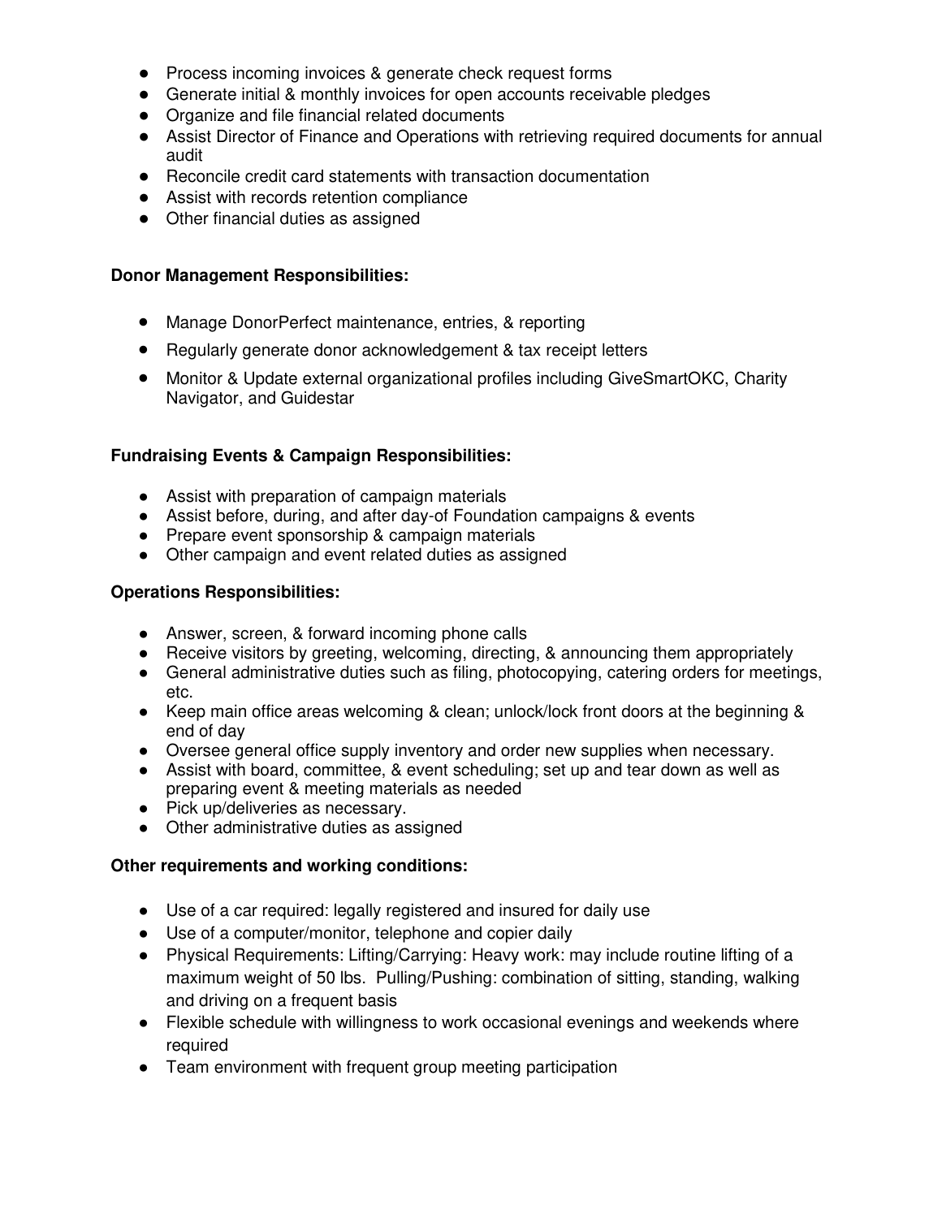- Process incoming invoices & generate check request forms
- Generate initial & monthly invoices for open accounts receivable pledges
- Organize and file financial related documents
- Assist Director of Finance and Operations with retrieving required documents for annual audit
- Reconcile credit card statements with transaction documentation
- Assist with records retention compliance
- Other financial duties as assigned

**Donor Management Responsibilities:**

- Manage DonorPerfect maintenance, entries, & reporting
- Regularly generate donor acknowledgement & tax receipt letters
- Monitor & Update external organizational profiles including GiveSmartOKC, Charity Navigator, and Guidestar

**Fundraising Events & Campaign Responsibilities:**

- Assist with preparation of campaign materials
- Assist before, during, and after day-of Foundation campaigns & events
- Prepare event sponsorship & campaign materials
- Other campaign and event related duties as assigned

**Operations Responsibilities:**

- Answer, screen, & forward incoming phone calls
- Receive visitors by greeting, welcoming, directing, & announcing them appropriately
- General administrative duties such as filing, photocopying, catering orders for meetings, etc.
- Keep main office areas welcoming & clean; unlock/lock front doors at the beginning & end of day
- Oversee general office supply inventory and order new supplies when necessary.
- Assist with board, committee, & event scheduling; set up and tear down as well as preparing event & meeting materials as needed
- Pick up/deliveries as necessary.
- Other administrative duties as assigned

**Other requirements and working conditions:**

- Use of a car required: legally registered and insured for daily use
- Use of a computer/monitor, telephone and copier daily
- Physical Requirements: Lifting/Carrying: Heavy work: may include routine lifting of a maximum weight of 50 lbs. Pulling/Pushing: combination of sitting, standing, walking and driving on a frequent basis
- Flexible schedule with willingness to work occasional evenings and weekends where required
- Team environment with frequent group meeting participation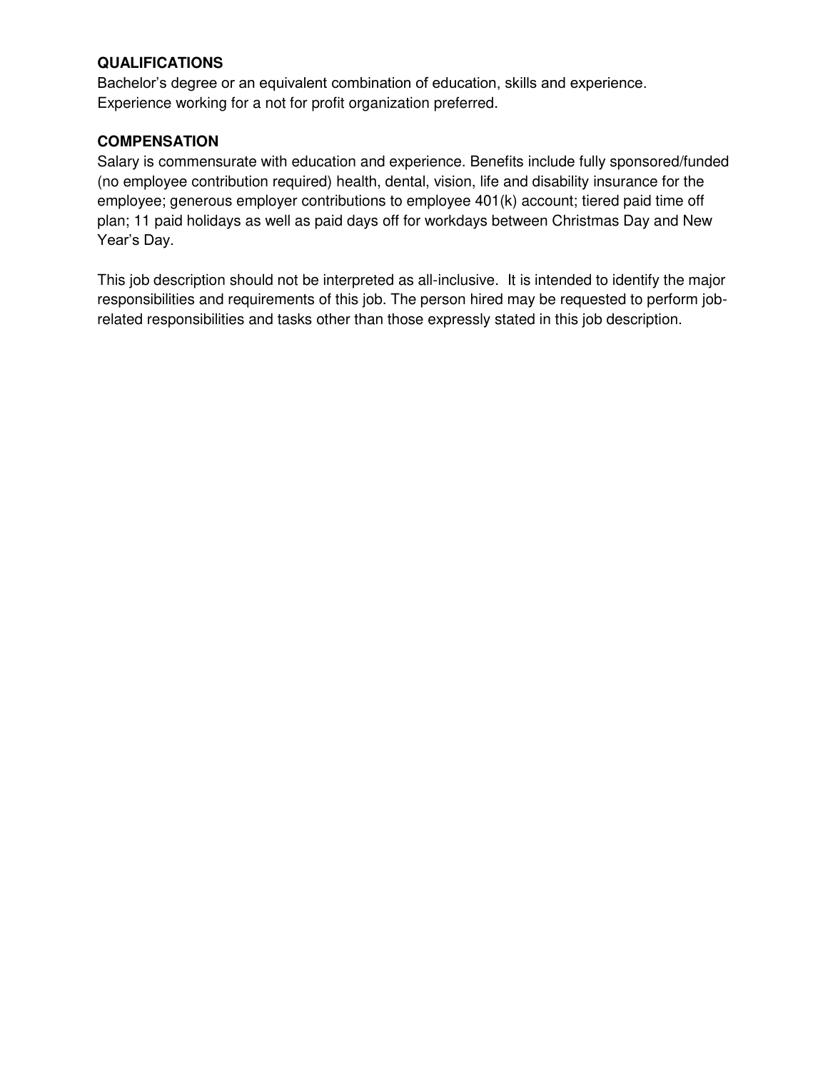**QUALIFICATIONS**

Bachelor's degree or an equivalent combination of education, skills and experience.
Experience working for a not for profit organization preferred.

**COMPENSATION**

Salary is commensurate with education and experience. Benefits include fully sponsored/funded (no employee contribution required) health, dental, vision, life and disability insurance for the employee; generous employer contributions to employee 401(k) account; tiered paid time off plan; 11 paid holidays as well as paid days off for workdays between Christmas Day and New Year's Day.

This job description should not be interpreted as all-inclusive. It is intended to identify the major responsibilities and requirements of this job. The person hired may be requested to perform job-related responsibilities and tasks other than those expressly stated in this job description.